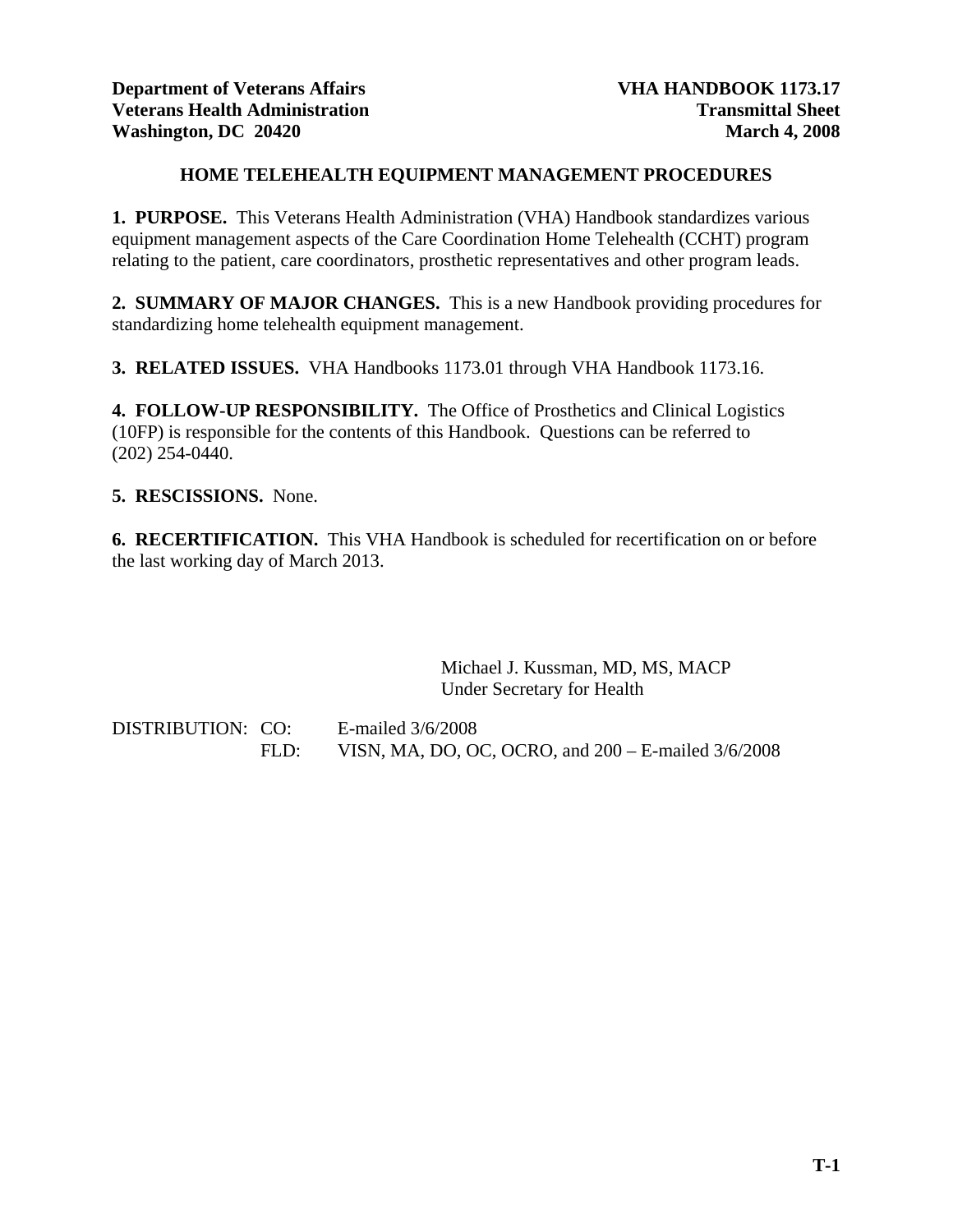**Department of Veterans Affairs**
**Veterans Health Administration**
**Washington, DC 20420**

**VHA HANDBOOK 1173.17**
**Transmittal Sheet**
**March 4, 2008**

## HOME TELEHEALTH EQUIPMENT MANAGEMENT PROCEDURES

**1. PURPOSE.** This Veterans Health Administration (VHA) Handbook standardizes various equipment management aspects of the Care Coordination Home Telehealth (CCHT) program relating to the patient, care coordinators, prosthetic representatives and other program leads.

**2. SUMMARY OF MAJOR CHANGES.** This is a new Handbook providing procedures for standardizing home telehealth equipment management.

**3. RELATED ISSUES.** VHA Handbooks 1173.01 through VHA Handbook 1173.16.

**4. FOLLOW-UP RESPONSIBILITY.** The Office of Prosthetics and Clinical Logistics (10FP) is responsible for the contents of this Handbook. Questions can be referred to (202) 254-0440.

**5. RESCISSIONS.** None.

**6. RECERTIFICATION.** This VHA Handbook is scheduled for recertification on or before the last working day of March 2013.

Michael J. Kussman, MD, MS, MACP
Under Secretary for Health

DISTRIBUTION: CO: E-mailed 3/6/2008
FLD: VISN, MA, DO, OC, OCRO, and 200 – E-mailed 3/6/2008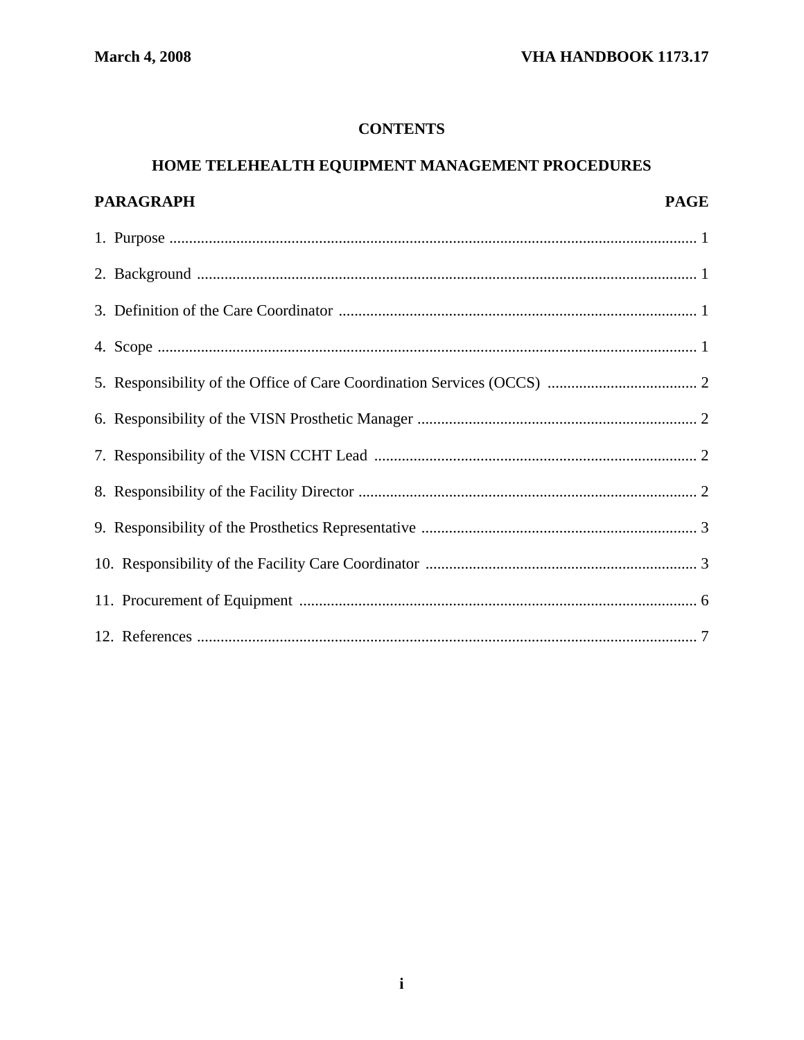# CONTENTS

## HOME TELEHEALTH EQUIPMENT MANAGEMENT PROCEDURES

| PARAGRAPH | PAGE |
| --- | --- |
| 1. Purpose | 1 |
| 2. Background | 1 |
| 3. Definition of the Care Coordinator | 1 |
| 4. Scope | 1 |
| 5. Responsibility of the Office of Care Coordination Services (OCCS) | 2 |
| 6. Responsibility of the VISN Prosthetic Manager | 2 |
| 7. Responsibility of the VISN CCHT Lead | 2 |
| 8. Responsibility of the Facility Director | 2 |
| 9. Responsibility of the Prosthetics Representative | 3 |
| 10. Responsibility of the Facility Care Coordinator | 3 |
| 11. Procurement of Equipment | 6 |
| 12. References | 7 |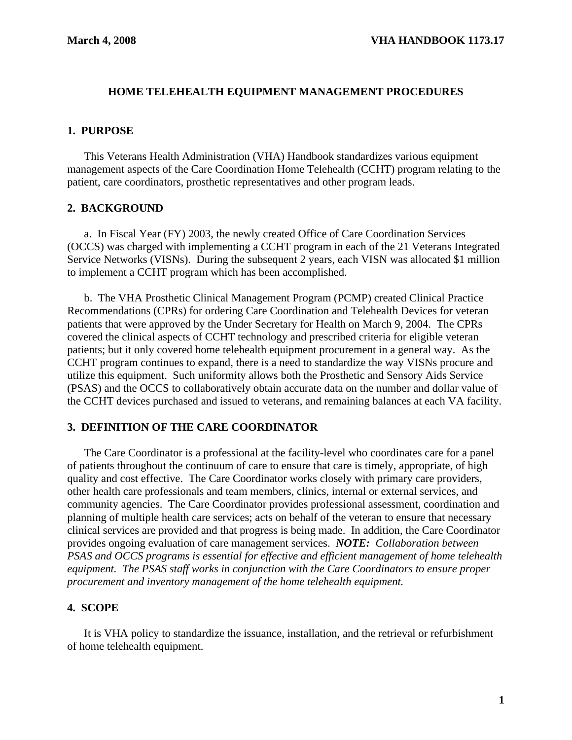## HOME TELEHEALTH EQUIPMENT MANAGEMENT PROCEDURES

### 1. PURPOSE

This Veterans Health Administration (VHA) Handbook standardizes various equipment management aspects of the Care Coordination Home Telehealth (CCHT) program relating to the patient, care coordinators, prosthetic representatives and other program leads.

### 2. BACKGROUND

a. In Fiscal Year (FY) 2003, the newly created Office of Care Coordination Services (OCCS) was charged with implementing a CCHT program in each of the 21 Veterans Integrated Service Networks (VISNs). During the subsequent 2 years, each VISN was allocated $1 million to implement a CCHT program which has been accomplished.

b. The VHA Prosthetic Clinical Management Program (PCMP) created Clinical Practice Recommendations (CPRs) for ordering Care Coordination and Telehealth Devices for veteran patients that were approved by the Under Secretary for Health on March 9, 2004. The CPRs covered the clinical aspects of CCHT technology and prescribed criteria for eligible veteran patients; but it only covered home telehealth equipment procurement in a general way. As the CCHT program continues to expand, there is a need to standardize the way VISNs procure and utilize this equipment. Such uniformity allows both the Prosthetic and Sensory Aids Service (PSAS) and the OCCS to collaboratively obtain accurate data on the number and dollar value of the CCHT devices purchased and issued to veterans, and remaining balances at each VA facility.

### 3. DEFINITION OF THE CARE COORDINATOR

The Care Coordinator is a professional at the facility-level who coordinates care for a panel of patients throughout the continuum of care to ensure that care is timely, appropriate, of high quality and cost effective. The Care Coordinator works closely with primary care providers, other health care professionals and team members, clinics, internal or external services, and community agencies. The Care Coordinator provides professional assessment, coordination and planning of multiple health care services; acts on behalf of the veteran to ensure that necessary clinical services are provided and that progress is being made. In addition, the Care Coordinator provides ongoing evaluation of care management services. ***NOTE:*** *Collaboration between PSAS and OCCS programs is essential for effective and efficient management of home telehealth equipment. The PSAS staff works in conjunction with the Care Coordinators to ensure proper procurement and inventory management of the home telehealth equipment.*

### 4. SCOPE

It is VHA policy to standardize the issuance, installation, and the retrieval or refurbishment of home telehealth equipment.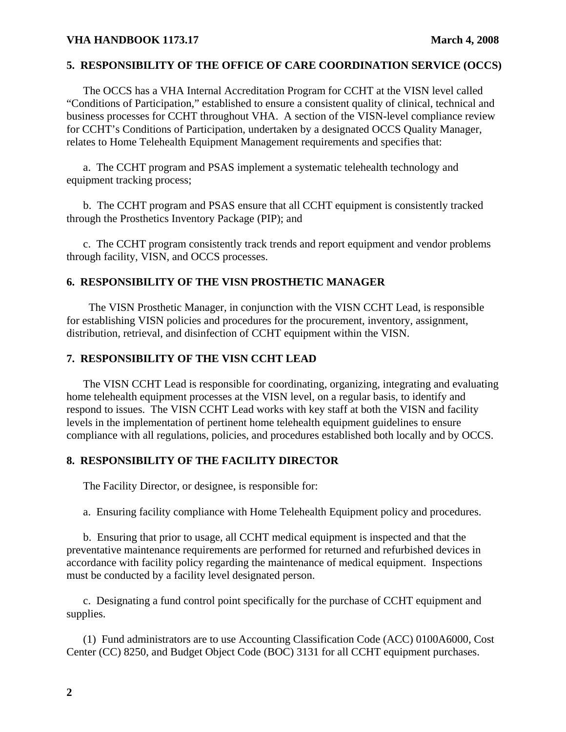## 5. RESPONSIBILITY OF THE OFFICE OF CARE COORDINATION SERVICE (OCCS)

The OCCS has a VHA Internal Accreditation Program for CCHT at the VISN level called "Conditions of Participation," established to ensure a consistent quality of clinical, technical and business processes for CCHT throughout VHA. A section of the VISN-level compliance review for CCHT's Conditions of Participation, undertaken by a designated OCCS Quality Manager, relates to Home Telehealth Equipment Management requirements and specifies that:

a. The CCHT program and PSAS implement a systematic telehealth technology and equipment tracking process;

b. The CCHT program and PSAS ensure that all CCHT equipment is consistently tracked through the Prosthetics Inventory Package (PIP); and

c. The CCHT program consistently track trends and report equipment and vendor problems through facility, VISN, and OCCS processes.

## 6. RESPONSIBILITY OF THE VISN PROSTHETIC MANAGER

The VISN Prosthetic Manager, in conjunction with the VISN CCHT Lead, is responsible for establishing VISN policies and procedures for the procurement, inventory, assignment, distribution, retrieval, and disinfection of CCHT equipment within the VISN.

## 7. RESPONSIBILITY OF THE VISN CCHT LEAD

The VISN CCHT Lead is responsible for coordinating, organizing, integrating and evaluating home telehealth equipment processes at the VISN level, on a regular basis, to identify and respond to issues. The VISN CCHT Lead works with key staff at both the VISN and facility levels in the implementation of pertinent home telehealth equipment guidelines to ensure compliance with all regulations, policies, and procedures established both locally and by OCCS.

## 8. RESPONSIBILITY OF THE FACILITY DIRECTOR

The Facility Director, or designee, is responsible for:

a. Ensuring facility compliance with Home Telehealth Equipment policy and procedures.

b. Ensuring that prior to usage, all CCHT medical equipment is inspected and that the preventative maintenance requirements are performed for returned and refurbished devices in accordance with facility policy regarding the maintenance of medical equipment. Inspections must be conducted by a facility level designated person.

c. Designating a fund control point specifically for the purchase of CCHT equipment and supplies.

(1) Fund administrators are to use Accounting Classification Code (ACC) 0100A6000, Cost Center (CC) 8250, and Budget Object Code (BOC) 3131 for all CCHT equipment purchases.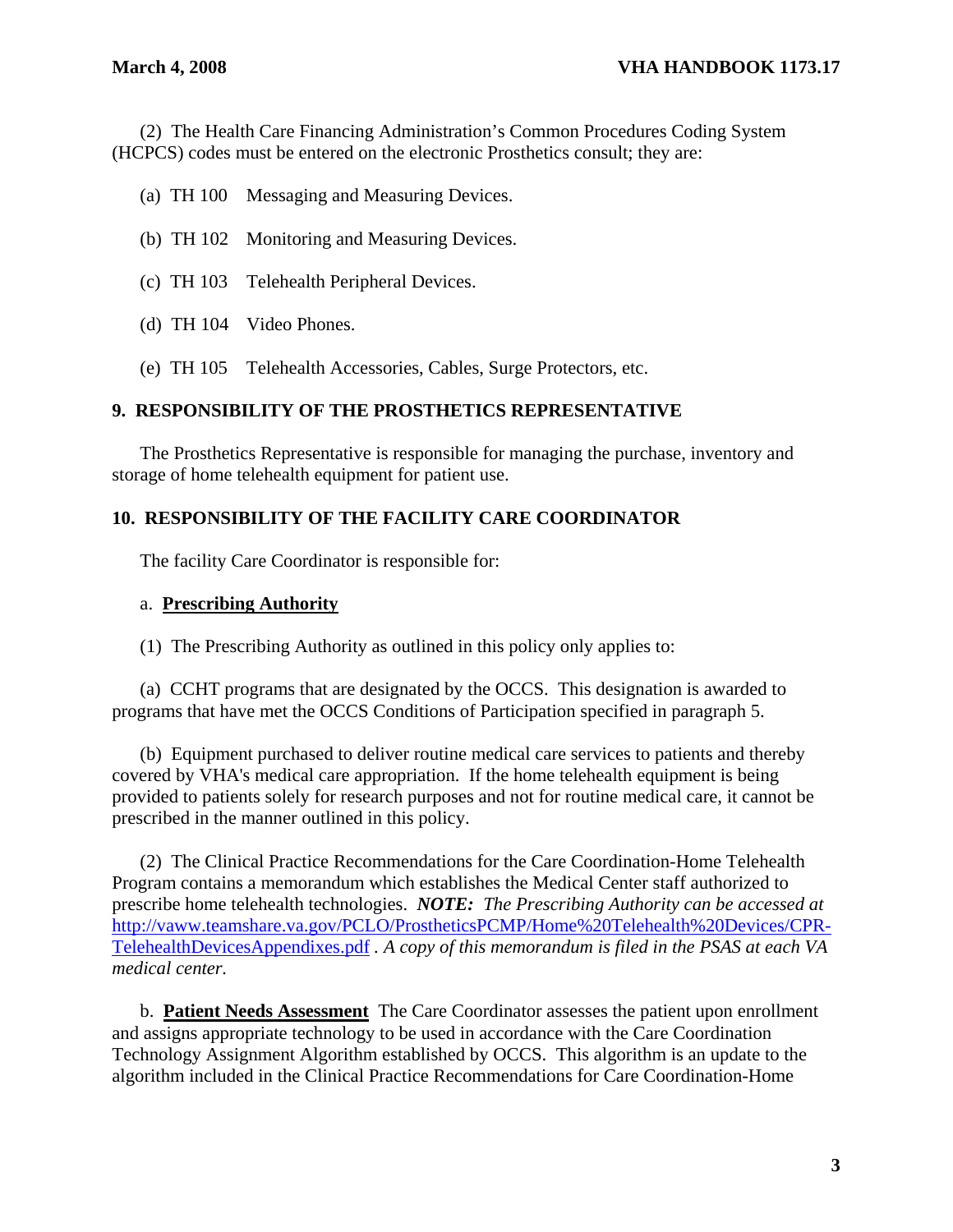(2) The Health Care Financing Administration's Common Procedures Coding System (HCPCS) codes must be entered on the electronic Prosthetics consult; they are:

(a) TH 100 Messaging and Measuring Devices.

(b) TH 102 Monitoring and Measuring Devices.

(c) TH 103 Telehealth Peripheral Devices.

(d) TH 104 Video Phones.

(e) TH 105 Telehealth Accessories, Cables, Surge Protectors, etc.

## 9. RESPONSIBILITY OF THE PROSTHETICS REPRESENTATIVE

The Prosthetics Representative is responsible for managing the purchase, inventory and storage of home telehealth equipment for patient use.

## 10. RESPONSIBILITY OF THE FACILITY CARE COORDINATOR

The facility Care Coordinator is responsible for:

a. **Prescribing Authority**

(1) The Prescribing Authority as outlined in this policy only applies to:

(a) CCHT programs that are designated by the OCCS. This designation is awarded to programs that have met the OCCS Conditions of Participation specified in paragraph 5.

(b) Equipment purchased to deliver routine medical care services to patients and thereby covered by VHA's medical care appropriation. If the home telehealth equipment is being provided to patients solely for research purposes and not for routine medical care, it cannot be prescribed in the manner outlined in this policy.

(2) The Clinical Practice Recommendations for the Care Coordination-Home Telehealth Program contains a memorandum which establishes the Medical Center staff authorized to prescribe home telehealth technologies. ***NOTE:*** *The Prescribing Authority can be accessed at* http://vaww.teamshare.va.gov/PCLO/ProstheticsPCMP/Home%20Telehealth%20Devices/CPR-TelehealthDevicesAppendixes.pdf *. A copy of this memorandum is filed in the PSAS at each VA medical center.*

b. **Patient Needs Assessment** The Care Coordinator assesses the patient upon enrollment and assigns appropriate technology to be used in accordance with the Care Coordination Technology Assignment Algorithm established by OCCS. This algorithm is an update to the algorithm included in the Clinical Practice Recommendations for Care Coordination-Home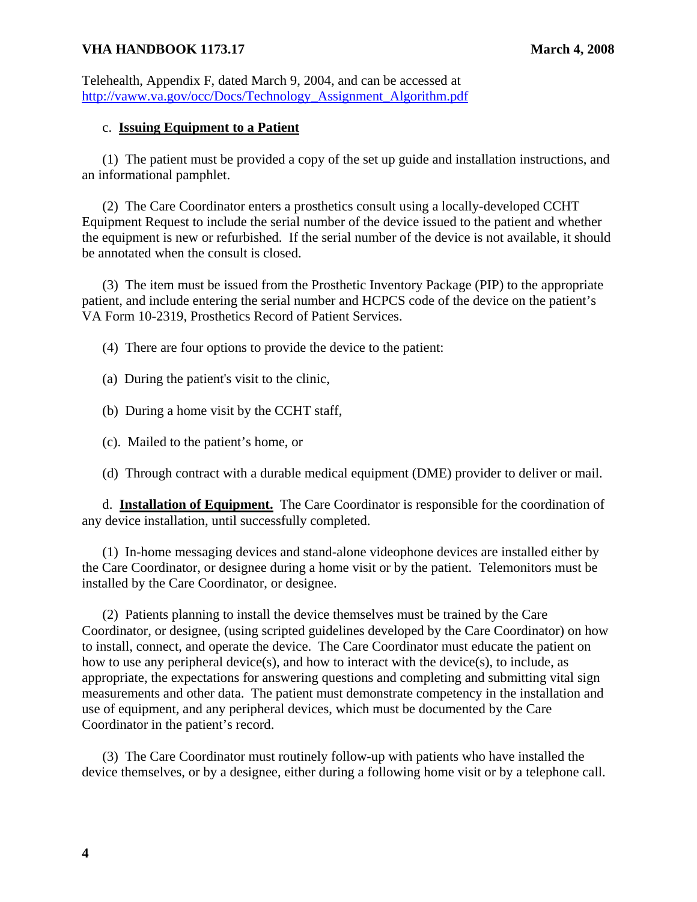Telehealth, Appendix F, dated March 9, 2004, and can be accessed at http://vaww.va.gov/occ/Docs/Technology_Assignment_Algorithm.pdf

c. **Issuing Equipment to a Patient**

(1) The patient must be provided a copy of the set up guide and installation instructions, and an informational pamphlet.

(2) The Care Coordinator enters a prosthetics consult using a locally-developed CCHT Equipment Request to include the serial number of the device issued to the patient and whether the equipment is new or refurbished. If the serial number of the device is not available, it should be annotated when the consult is closed.

(3) The item must be issued from the Prosthetic Inventory Package (PIP) to the appropriate patient, and include entering the serial number and HCPCS code of the device on the patient's VA Form 10-2319, Prosthetics Record of Patient Services.

(4) There are four options to provide the device to the patient:

(a) During the patient's visit to the clinic,

(b) During a home visit by the CCHT staff,

(c). Mailed to the patient's home, or

(d) Through contract with a durable medical equipment (DME) provider to deliver or mail.

d. **Installation of Equipment.** The Care Coordinator is responsible for the coordination of any device installation, until successfully completed.

(1) In-home messaging devices and stand-alone videophone devices are installed either by the Care Coordinator, or designee during a home visit or by the patient. Telemonitors must be installed by the Care Coordinator, or designee.

(2) Patients planning to install the device themselves must be trained by the Care Coordinator, or designee, (using scripted guidelines developed by the Care Coordinator) on how to install, connect, and operate the device. The Care Coordinator must educate the patient on how to use any peripheral device(s), and how to interact with the device(s), to include, as appropriate, the expectations for answering questions and completing and submitting vital sign measurements and other data. The patient must demonstrate competency in the installation and use of equipment, and any peripheral devices, which must be documented by the Care Coordinator in the patient's record.

(3) The Care Coordinator must routinely follow-up with patients who have installed the device themselves, or by a designee, either during a following home visit or by a telephone call.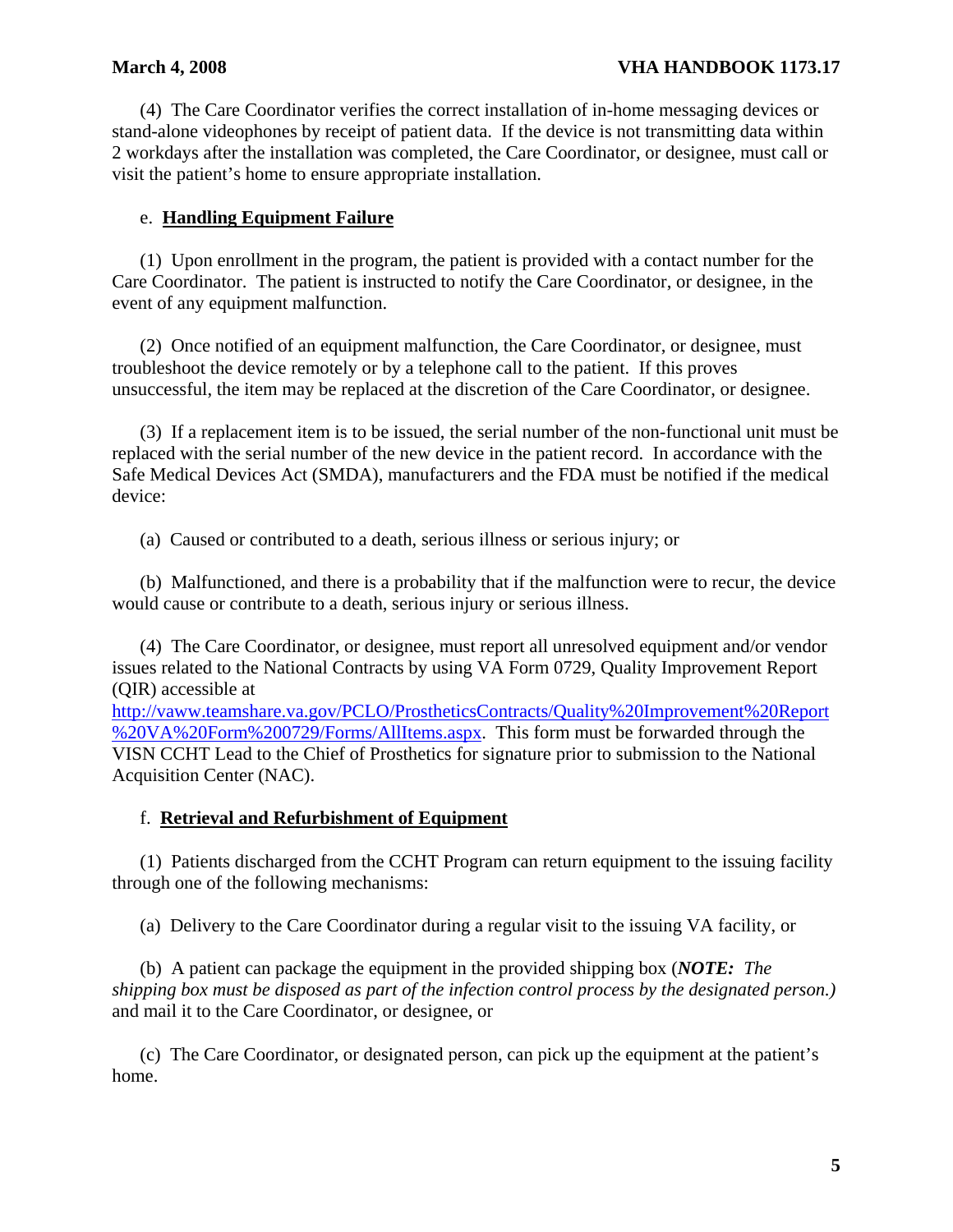(4) The Care Coordinator verifies the correct installation of in-home messaging devices or stand-alone videophones by receipt of patient data. If the device is not transmitting data within 2 workdays after the installation was completed, the Care Coordinator, or designee, must call or visit the patient's home to ensure appropriate installation.

e. **Handling Equipment Failure**

(1) Upon enrollment in the program, the patient is provided with a contact number for the Care Coordinator. The patient is instructed to notify the Care Coordinator, or designee, in the event of any equipment malfunction.

(2) Once notified of an equipment malfunction, the Care Coordinator, or designee, must troubleshoot the device remotely or by a telephone call to the patient. If this proves unsuccessful, the item may be replaced at the discretion of the Care Coordinator, or designee.

(3) If a replacement item is to be issued, the serial number of the non-functional unit must be replaced with the serial number of the new device in the patient record. In accordance with the Safe Medical Devices Act (SMDA), manufacturers and the FDA must be notified if the medical device:

(a) Caused or contributed to a death, serious illness or serious injury; or

(b) Malfunctioned, and there is a probability that if the malfunction were to recur, the device would cause or contribute to a death, serious injury or serious illness.

(4) The Care Coordinator, or designee, must report all unresolved equipment and/or vendor issues related to the National Contracts by using VA Form 0729, Quality Improvement Report (QIR) accessible at http://vaww.teamshare.va.gov/PCLO/ProstheticsContracts/Quality%20Improvement%20Report%20VA%20Form%200729/Forms/AllItems.aspx. This form must be forwarded through the VISN CCHT Lead to the Chief of Prosthetics for signature prior to submission to the National Acquisition Center (NAC).

f. **Retrieval and Refurbishment of Equipment**

(1) Patients discharged from the CCHT Program can return equipment to the issuing facility through one of the following mechanisms:

(a) Delivery to the Care Coordinator during a regular visit to the issuing VA facility, or

(b) A patient can package the equipment in the provided shipping box (***NOTE:*** *The shipping box must be disposed as part of the infection control process by the designated person.)* and mail it to the Care Coordinator, or designee, or

(c) The Care Coordinator, or designated person, can pick up the equipment at the patient's home.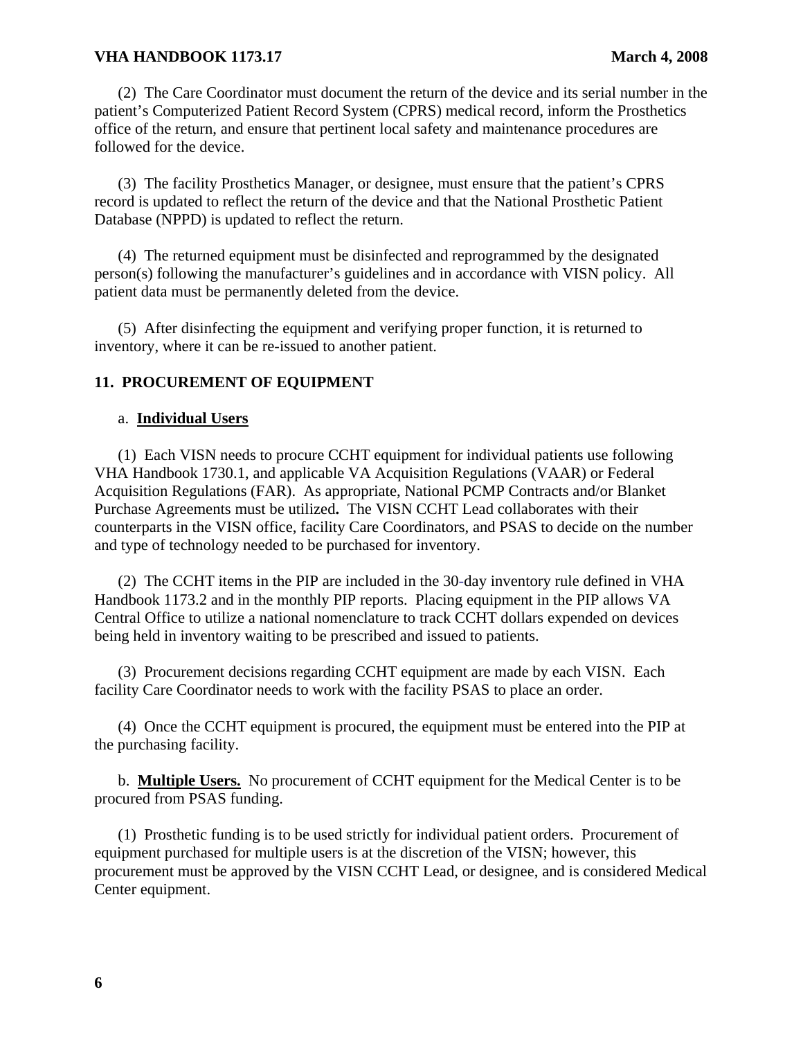(2) The Care Coordinator must document the return of the device and its serial number in the patient's Computerized Patient Record System (CPRS) medical record, inform the Prosthetics office of the return, and ensure that pertinent local safety and maintenance procedures are followed for the device.

(3) The facility Prosthetics Manager, or designee, must ensure that the patient's CPRS record is updated to reflect the return of the device and that the National Prosthetic Patient Database (NPPD) is updated to reflect the return.

(4) The returned equipment must be disinfected and reprogrammed by the designated person(s) following the manufacturer's guidelines and in accordance with VISN policy. All patient data must be permanently deleted from the device.

(5) After disinfecting the equipment and verifying proper function, it is returned to inventory, where it can be re-issued to another patient.

## 11. PROCUREMENT OF EQUIPMENT

a. **Individual Users**

(1) Each VISN needs to procure CCHT equipment for individual patients use following VHA Handbook 1730.1, and applicable VA Acquisition Regulations (VAAR) or Federal Acquisition Regulations (FAR). As appropriate, National PCMP Contracts and/or Blanket Purchase Agreements must be utilized**.** The VISN CCHT Lead collaborates with their counterparts in the VISN office, facility Care Coordinators, and PSAS to decide on the number and type of technology needed to be purchased for inventory.

(2) The CCHT items in the PIP are included in the 30-day inventory rule defined in VHA Handbook 1173.2 and in the monthly PIP reports. Placing equipment in the PIP allows VA Central Office to utilize a national nomenclature to track CCHT dollars expended on devices being held in inventory waiting to be prescribed and issued to patients.

(3) Procurement decisions regarding CCHT equipment are made by each VISN. Each facility Care Coordinator needs to work with the facility PSAS to place an order.

(4) Once the CCHT equipment is procured, the equipment must be entered into the PIP at the purchasing facility.

b. **Multiple Users.** No procurement of CCHT equipment for the Medical Center is to be procured from PSAS funding.

(1) Prosthetic funding is to be used strictly for individual patient orders. Procurement of equipment purchased for multiple users is at the discretion of the VISN; however, this procurement must be approved by the VISN CCHT Lead, or designee, and is considered Medical Center equipment.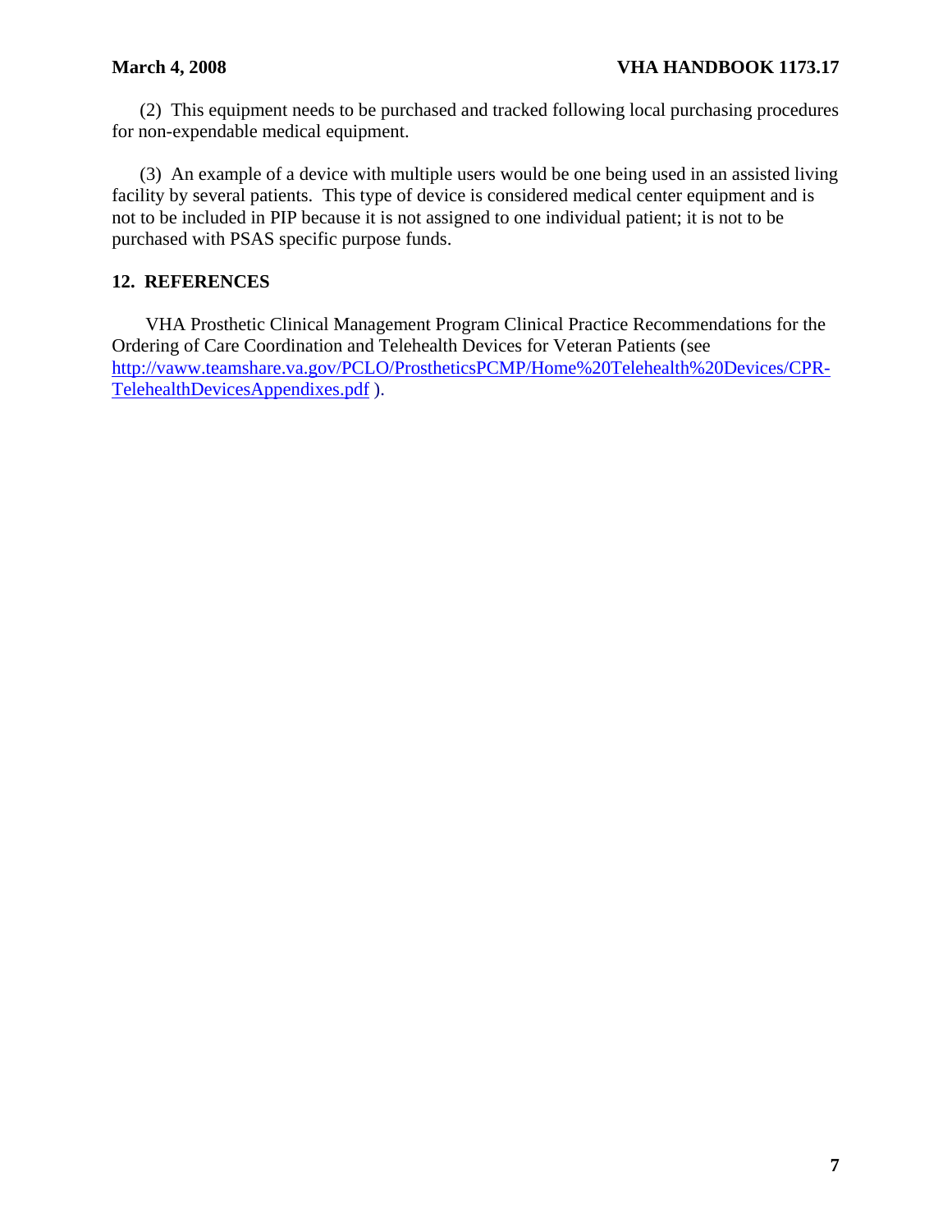(2) This equipment needs to be purchased and tracked following local purchasing procedures for non-expendable medical equipment.

(3) An example of a device with multiple users would be one being used in an assisted living facility by several patients. This type of device is considered medical center equipment and is not to be included in PIP because it is not assigned to one individual patient; it is not to be purchased with PSAS specific purpose funds.

## 12. REFERENCES

VHA Prosthetic Clinical Management Program Clinical Practice Recommendations for the Ordering of Care Coordination and Telehealth Devices for Veteran Patients (see http://vaww.teamshare.va.gov/PCLO/ProstheticsPCMP/Home%20Telehealth%20Devices/CPR-TelehealthDevicesAppendixes.pdf ).